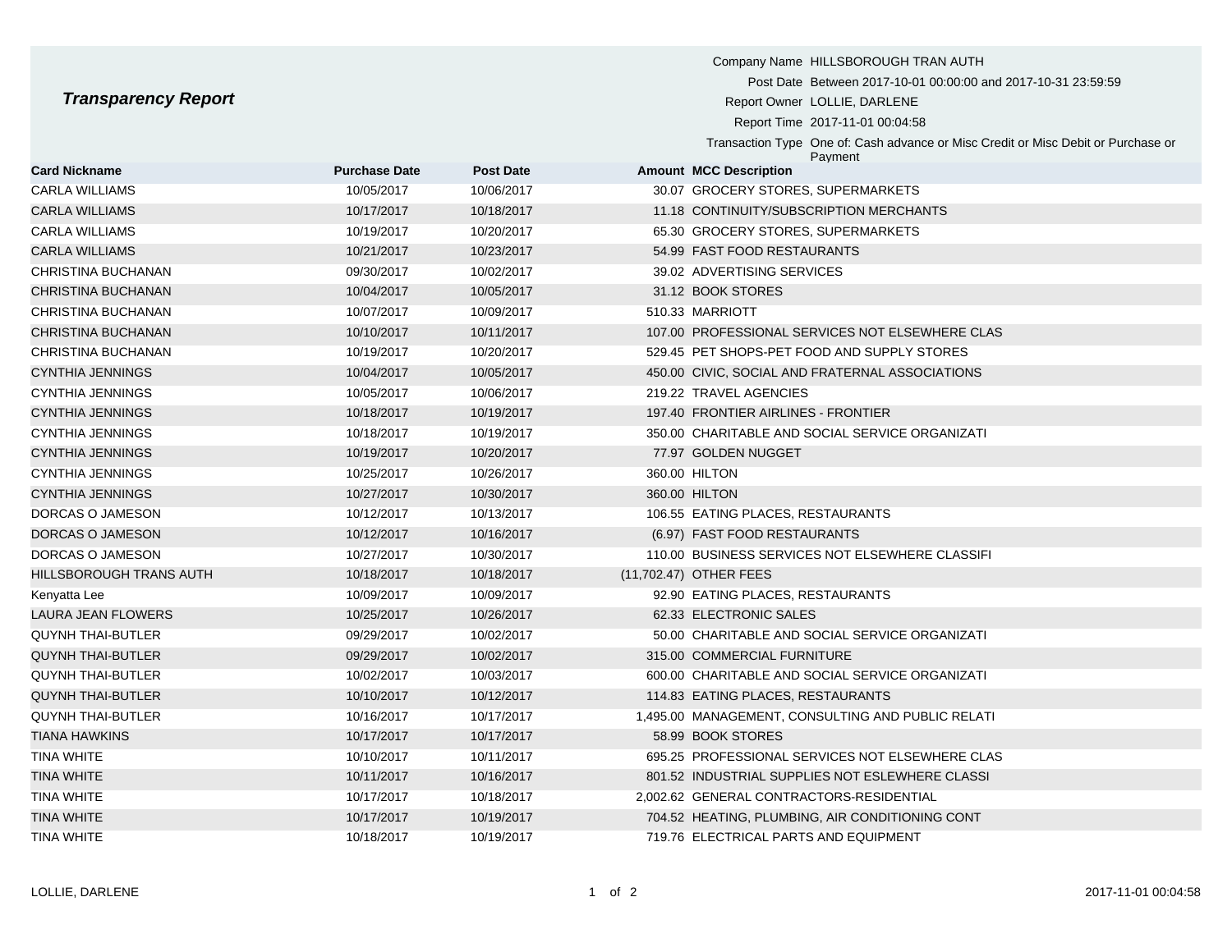# *Transparency Report*

Company Name HILLSBOROUGH TRAN AUTH

Post Date Between 2017-10-01 00:00:00 and 2017-10-31 23:59:59

Report Owner LOLLIE, DARLENE

Report Time 2017-11-01 00:04:58

Transaction Type One of: Cash advance or Misc Credit or Misc Debit or Purchase or Payment

| Card Nickname | Purchase Date | Post Date | Amount | MCC Description |
|---|---|---|---|---|
| CARLA WILLIAMS | 10/05/2017 | 10/06/2017 | 30.07 | GROCERY STORES, SUPERMARKETS |
| CARLA WILLIAMS | 10/17/2017 | 10/18/2017 | 11.18 | CONTINUITY/SUBSCRIPTION MERCHANTS |
| CARLA WILLIAMS | 10/19/2017 | 10/20/2017 | 65.30 | GROCERY STORES, SUPERMARKETS |
| CARLA WILLIAMS | 10/21/2017 | 10/23/2017 | 54.99 | FAST FOOD RESTAURANTS |
| CHRISTINA BUCHANAN | 09/30/2017 | 10/02/2017 | 39.02 | ADVERTISING SERVICES |
| CHRISTINA BUCHANAN | 10/04/2017 | 10/05/2017 | 31.12 | BOOK STORES |
| CHRISTINA BUCHANAN | 10/07/2017 | 10/09/2017 | 510.33 | MARRIOTT |
| CHRISTINA BUCHANAN | 10/10/2017 | 10/11/2017 | 107.00 | PROFESSIONAL SERVICES NOT ELSEWHERE CLAS |
| CHRISTINA BUCHANAN | 10/19/2017 | 10/20/2017 | 529.45 | PET SHOPS-PET FOOD AND SUPPLY STORES |
| CYNTHIA JENNINGS | 10/04/2017 | 10/05/2017 | 450.00 | CIVIC, SOCIAL AND FRATERNAL ASSOCIATIONS |
| CYNTHIA JENNINGS | 10/05/2017 | 10/06/2017 | 219.22 | TRAVEL AGENCIES |
| CYNTHIA JENNINGS | 10/18/2017 | 10/19/2017 | 197.40 | FRONTIER AIRLINES - FRONTIER |
| CYNTHIA JENNINGS | 10/18/2017 | 10/19/2017 | 350.00 | CHARITABLE AND SOCIAL SERVICE ORGANIZATI |
| CYNTHIA JENNINGS | 10/19/2017 | 10/20/2017 | 77.97 | GOLDEN NUGGET |
| CYNTHIA JENNINGS | 10/25/2017 | 10/26/2017 | 360.00 | HILTON |
| CYNTHIA JENNINGS | 10/27/2017 | 10/30/2017 | 360.00 | HILTON |
| DORCAS O JAMESON | 10/12/2017 | 10/13/2017 | 106.55 | EATING PLACES, RESTAURANTS |
| DORCAS O JAMESON | 10/12/2017 | 10/16/2017 | (6.97) | FAST FOOD RESTAURANTS |
| DORCAS O JAMESON | 10/27/2017 | 10/30/2017 | 110.00 | BUSINESS SERVICES NOT ELSEWHERE CLASSIFI |
| HILLSBOROUGH TRANS AUTH | 10/18/2017 | 10/18/2017 | (11,702.47) | OTHER FEES |
| Kenyatta Lee | 10/09/2017 | 10/09/2017 | 92.90 | EATING PLACES, RESTAURANTS |
| LAURA JEAN FLOWERS | 10/25/2017 | 10/26/2017 | 62.33 | ELECTRONIC SALES |
| QUYNH THAI-BUTLER | 09/29/2017 | 10/02/2017 | 50.00 | CHARITABLE AND SOCIAL SERVICE ORGANIZATI |
| QUYNH THAI-BUTLER | 09/29/2017 | 10/02/2017 | 315.00 | COMMERCIAL FURNITURE |
| QUYNH THAI-BUTLER | 10/02/2017 | 10/03/2017 | 600.00 | CHARITABLE AND SOCIAL SERVICE ORGANIZATI |
| QUYNH THAI-BUTLER | 10/10/2017 | 10/12/2017 | 114.83 | EATING PLACES, RESTAURANTS |
| QUYNH THAI-BUTLER | 10/16/2017 | 10/17/2017 | 1,495.00 | MANAGEMENT, CONSULTING AND PUBLIC RELATI |
| TIANA HAWKINS | 10/17/2017 | 10/17/2017 | 58.99 | BOOK STORES |
| TINA WHITE | 10/10/2017 | 10/11/2017 | 695.25 | PROFESSIONAL SERVICES NOT ELSEWHERE CLAS |
| TINA WHITE | 10/11/2017 | 10/16/2017 | 801.52 | INDUSTRIAL SUPPLIES NOT ESLEWHERE CLASSI |
| TINA WHITE | 10/17/2017 | 10/18/2017 | 2,002.62 | GENERAL CONTRACTORS-RESIDENTIAL |
| TINA WHITE | 10/17/2017 | 10/19/2017 | 704.52 | HEATING, PLUMBING, AIR CONDITIONING CONT |
| TINA WHITE | 10/18/2017 | 10/19/2017 | 719.76 | ELECTRICAL PARTS AND EQUIPMENT |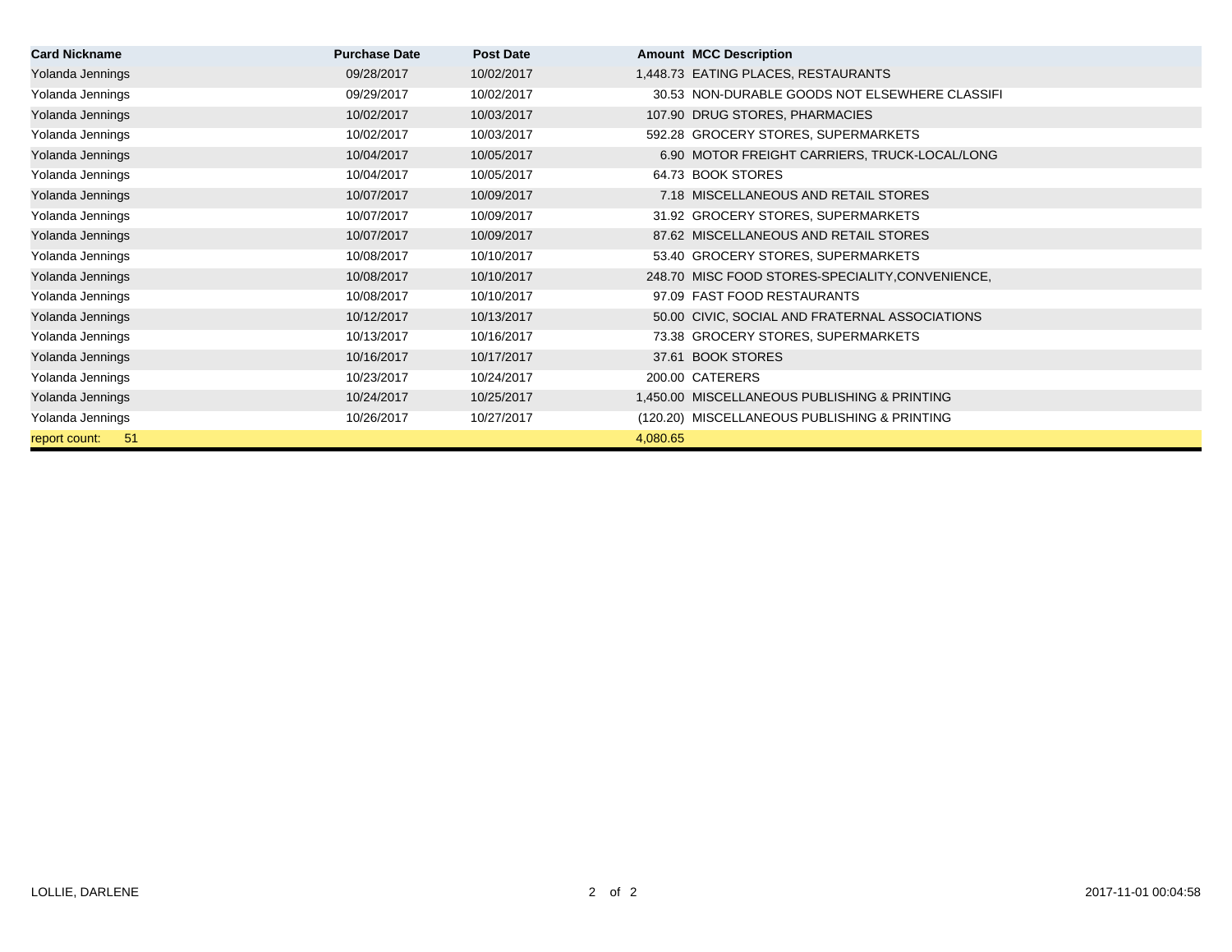| Card Nickname | Purchase Date | Post Date | Amount | MCC Description |
|---|---|---|---|---|
| Yolanda Jennings | 09/28/2017 | 10/02/2017 | 1,448.73 | EATING PLACES, RESTAURANTS |
| Yolanda Jennings | 09/29/2017 | 10/02/2017 | 30.53 | NON-DURABLE GOODS NOT ELSEWHERE CLASSIFI |
| Yolanda Jennings | 10/02/2017 | 10/03/2017 | 107.90 | DRUG STORES, PHARMACIES |
| Yolanda Jennings | 10/02/2017 | 10/03/2017 | 592.28 | GROCERY STORES, SUPERMARKETS |
| Yolanda Jennings | 10/04/2017 | 10/05/2017 | 6.90 | MOTOR FREIGHT CARRIERS, TRUCK-LOCAL/LONG |
| Yolanda Jennings | 10/04/2017 | 10/05/2017 | 64.73 | BOOK STORES |
| Yolanda Jennings | 10/07/2017 | 10/09/2017 | 7.18 | MISCELLANEOUS AND RETAIL STORES |
| Yolanda Jennings | 10/07/2017 | 10/09/2017 | 31.92 | GROCERY STORES, SUPERMARKETS |
| Yolanda Jennings | 10/07/2017 | 10/09/2017 | 87.62 | MISCELLANEOUS AND RETAIL STORES |
| Yolanda Jennings | 10/08/2017 | 10/10/2017 | 53.40 | GROCERY STORES, SUPERMARKETS |
| Yolanda Jennings | 10/08/2017 | 10/10/2017 | 248.70 | MISC FOOD STORES-SPECIALITY,CONVENIENCE, |
| Yolanda Jennings | 10/08/2017 | 10/10/2017 | 97.09 | FAST FOOD RESTAURANTS |
| Yolanda Jennings | 10/12/2017 | 10/13/2017 | 50.00 | CIVIC, SOCIAL AND FRATERNAL ASSOCIATIONS |
| Yolanda Jennings | 10/13/2017 | 10/16/2017 | 73.38 | GROCERY STORES, SUPERMARKETS |
| Yolanda Jennings | 10/16/2017 | 10/17/2017 | 37.61 | BOOK STORES |
| Yolanda Jennings | 10/23/2017 | 10/24/2017 | 200.00 | CATERERS |
| Yolanda Jennings | 10/24/2017 | 10/25/2017 | 1,450.00 | MISCELLANEOUS PUBLISHING & PRINTING |
| Yolanda Jennings | 10/26/2017 | 10/27/2017 | (120.20) | MISCELLANEOUS PUBLISHING & PRINTING |
| report count: 51 | | | 4,080.65 | |

LOLLIE, DARLENE

2017-11-01 00:04:58